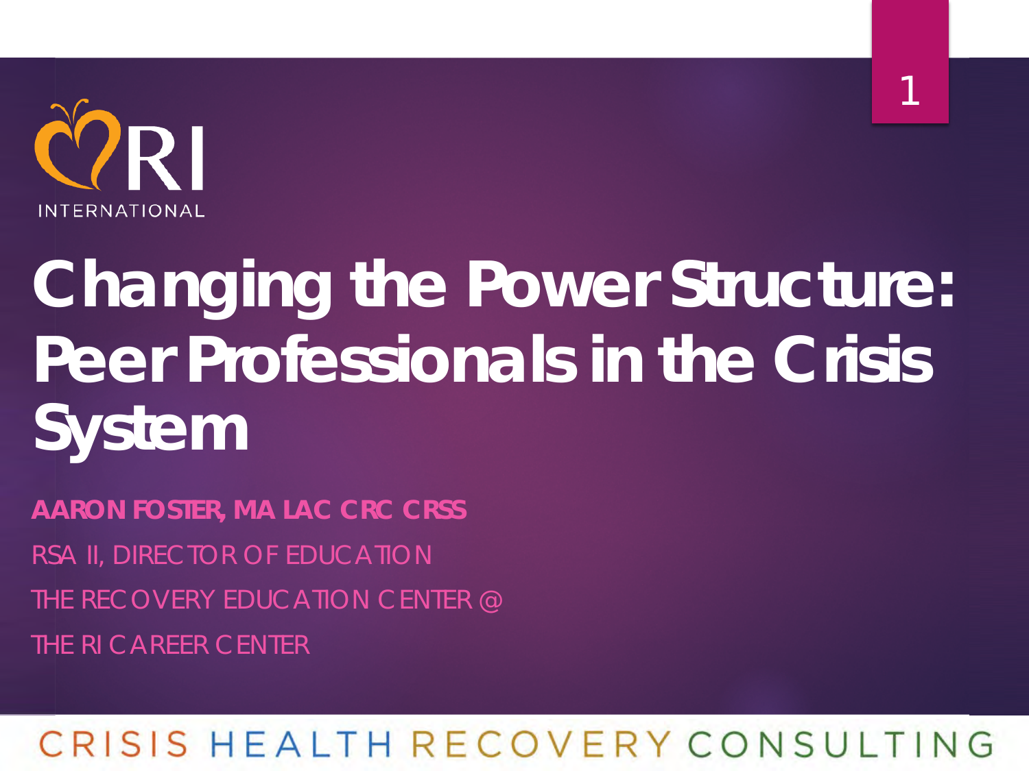RI INTERNATIONAL

# Changing the Power Structure: Peer Professionals in the Crisis System

**AARON FOSTER, MA LAC CRC CRSS**

RSA II, DIRECTOR OF EDUCATION

THE RECOVERY EDUCATION CENTER @

THE RI CAREER CENTER

CRISIS HEALTH RECOVERY CONSULTING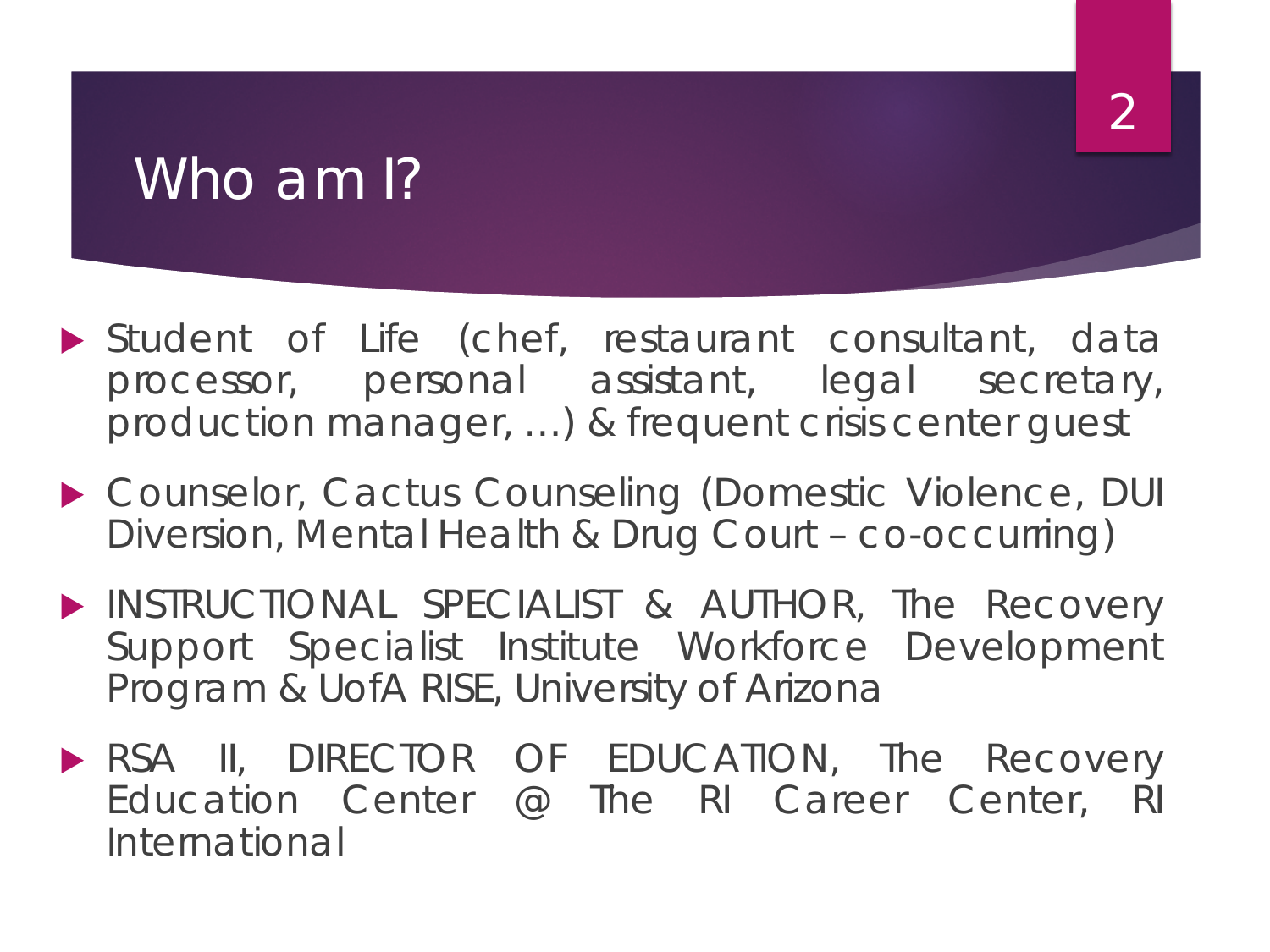# Who am I?

- Student of Life (chef, restaurant consultant, data processor, personal assistant, legal secretary, production manager, …) & frequent crisis center guest
- Counselor, Cactus Counseling (Domestic Violence, DUI Diversion, Mental Health & Drug Court – co-occurring)
- INSTRUCTIONAL SPECIALIST & AUTHOR, The Recovery Support Specialist Institute Workforce Development Program & UofA RISE, University of Arizona
- RSA II, DIRECTOR OF EDUCATION, The Recovery Education Center @ The RI Career Center, RI International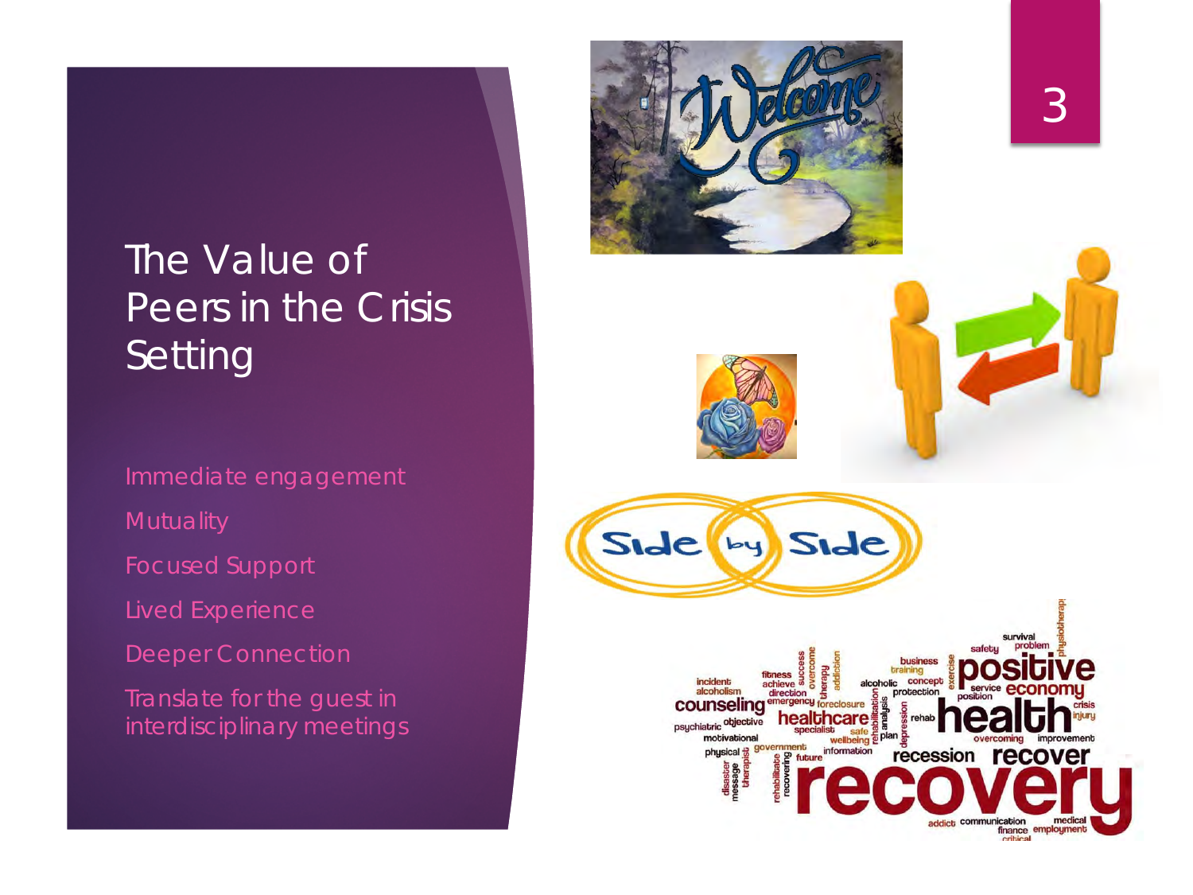# The Value of Peers in the Crisis Setting

- Immediate engagement
- Mutuality
- Focused Support
- Lived Experience
- Deeper Connection
- Translate for the guest in interdisciplinary meetings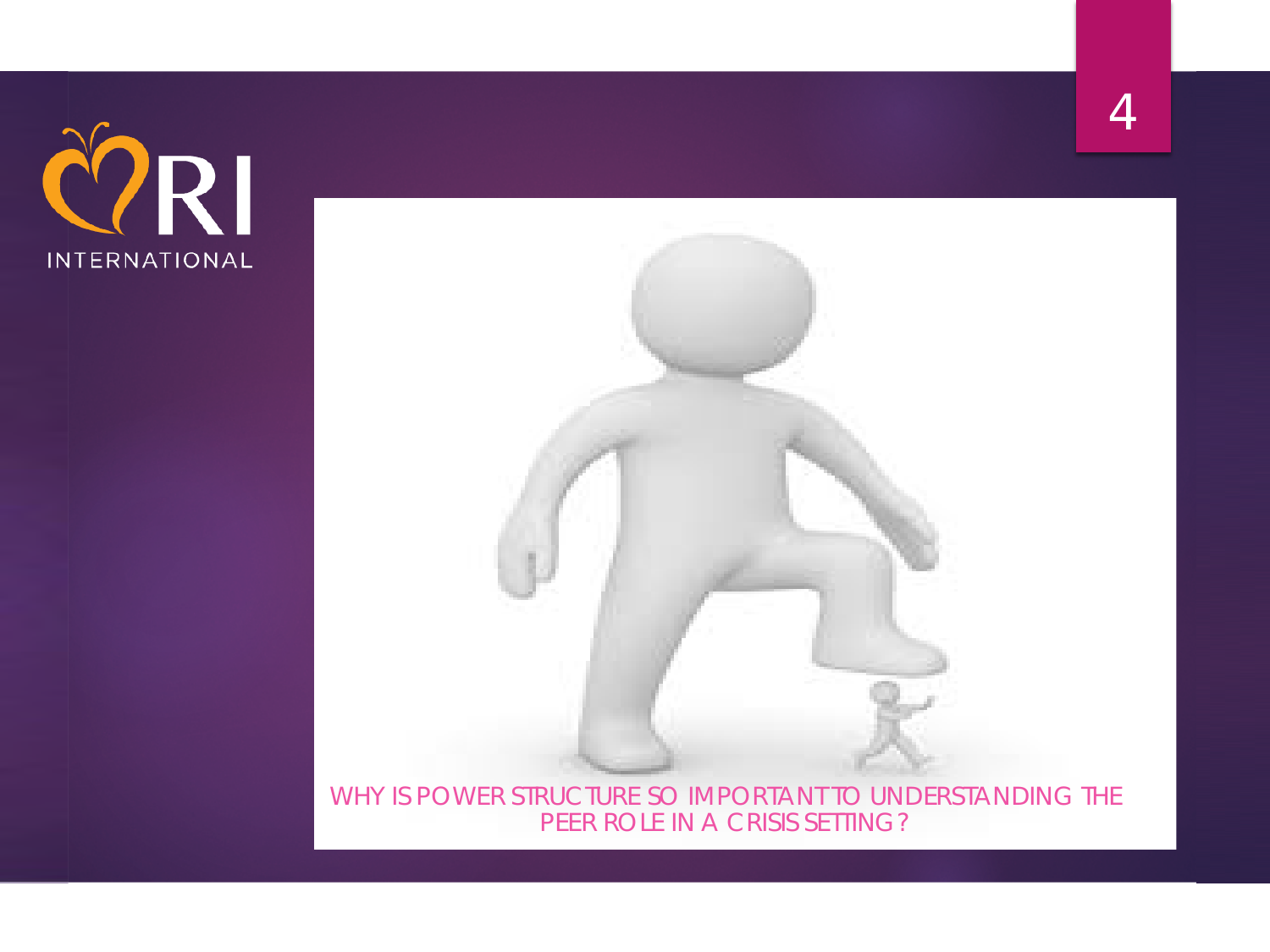RI INTERNATIONAL

WHY IS POWER STRUCTURE SO IMPORTANT TO UNDERSTANDING THE PEER ROLE IN A CRISIS SETTING?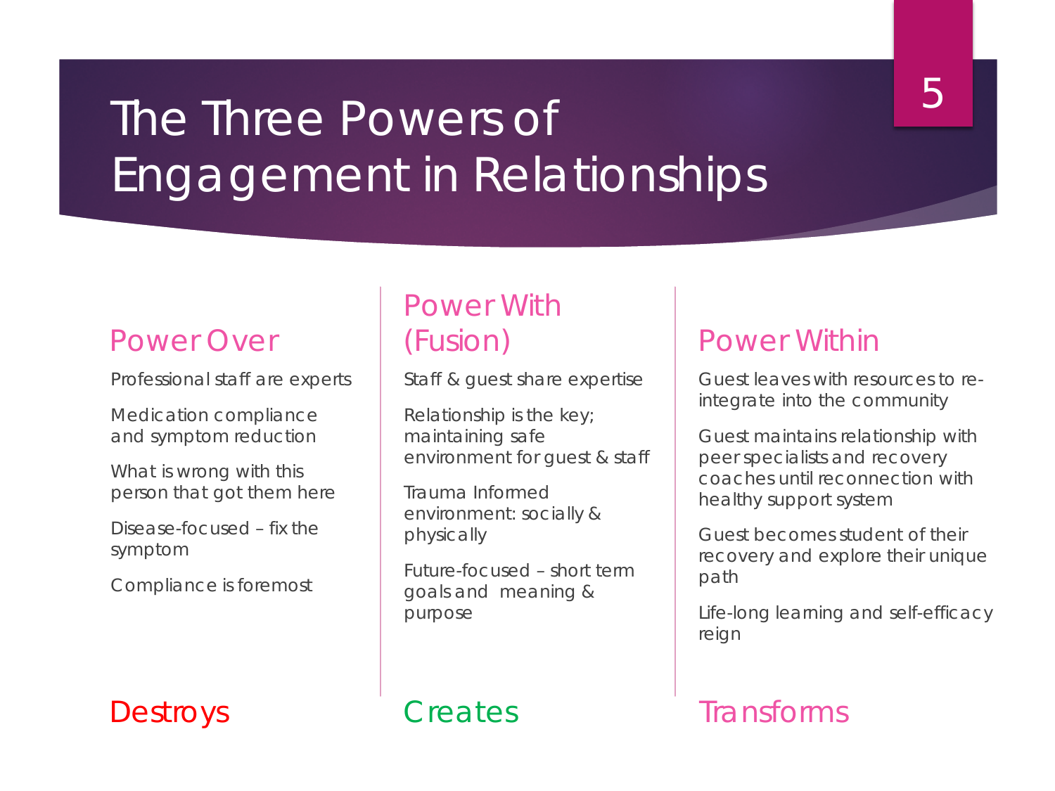# The Three Powers of Engagement in Relationships

## Power Over

Professional staff are experts

Medication compliance and symptom reduction

What is wrong with this person that got them here

Disease-focused – fix the symptom

Compliance is foremost

**Destroys**

## Power With (Fusion)

Staff & guest share expertise

Relationship is the key; maintaining safe environment for guest & staff

Trauma Informed environment: socially & physically

Future-focused – short term goals and meaning & purpose

**Creates**

## Power Within

Guest leaves with resources to re-integrate into the community

Guest maintains relationship with peer specialists and recovery coaches until reconnection with healthy support system

Guest becomes student of their recovery and explore their unique path

Life-long learning and self-efficacy reign

**Transforms**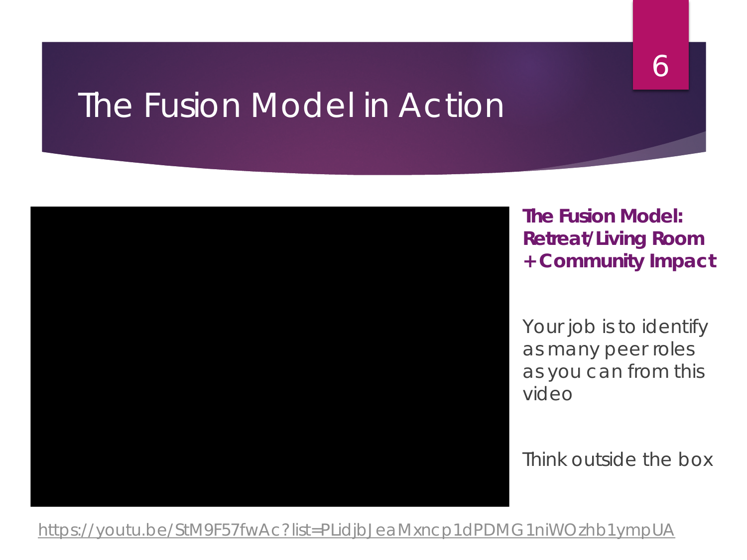# The Fusion Model in Action

**The Fusion Model: Retreat/Living Room + Community Impact**

Your job is to identify as many peer roles as you can from this video

Think outside the box

https://youtu.be/StM9F57fwAc?list=PLidjbJeaMxncp1dPDMG1niWOzhb1ympUA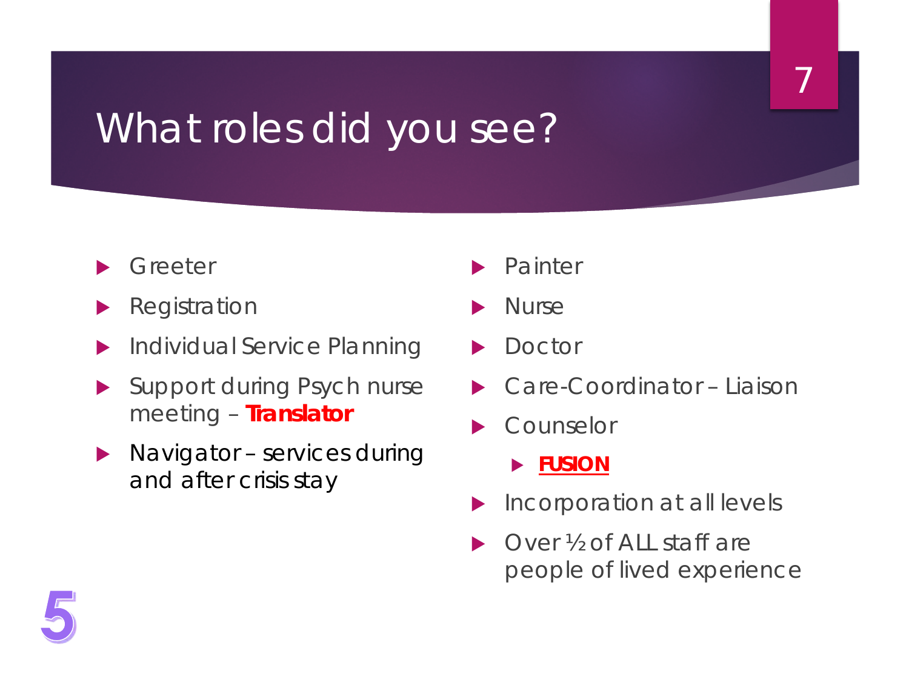# What roles did you see?

- Greeter
- Registration
- Individual Service Planning
- Support during Psych nurse meeting – **Translator**
- Navigator – services during and after crisis stay
- Painter
- Nurse
- Doctor
- Care-Coordinator – Liaison
- Counselor
  - **FUSION**
- Incorporation at all levels
- Over ½ of ALL staff are people of lived experience

5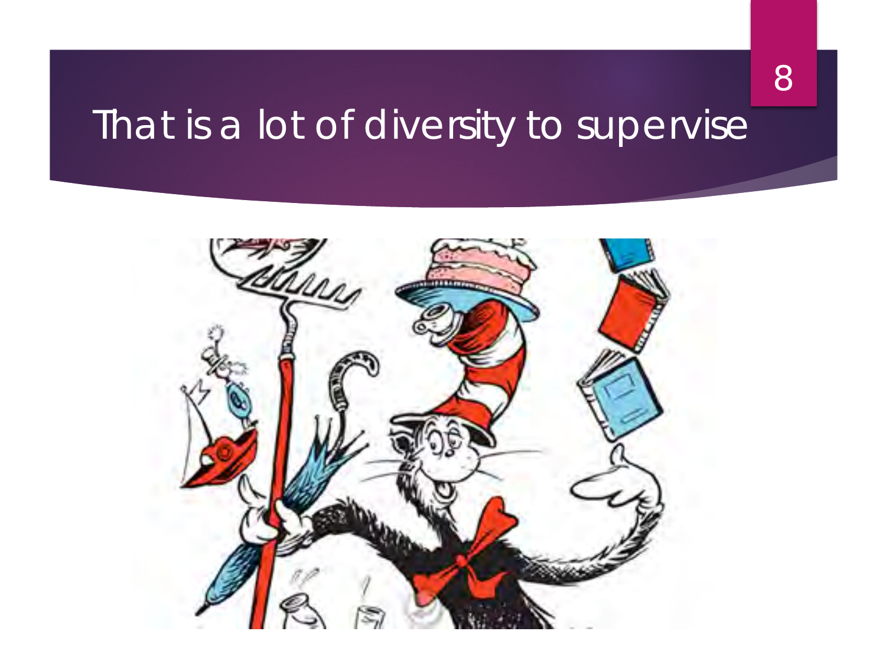# That is a lot of diversity to supervise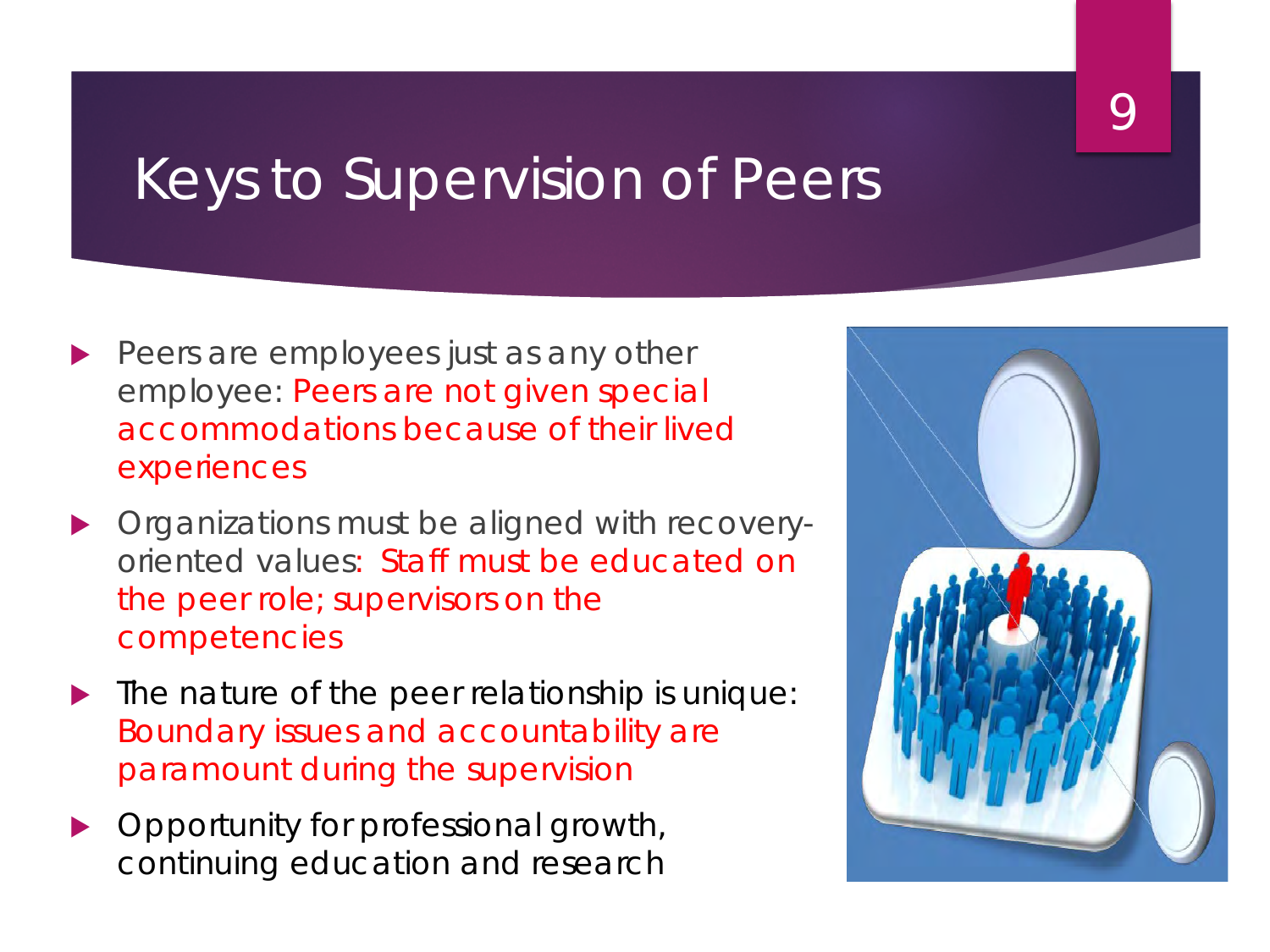# Keys to Supervision of Peers

- Peers are employees just as any other employee: Peers are not given special accommodations because of their lived experiences
- Organizations must be aligned with recovery-oriented values: Staff must be educated on the peer role; supervisors on the competencies
- The nature of the peer relationship is unique: Boundary issues and accountability are paramount during the supervision
- Opportunity for professional growth, continuing education and research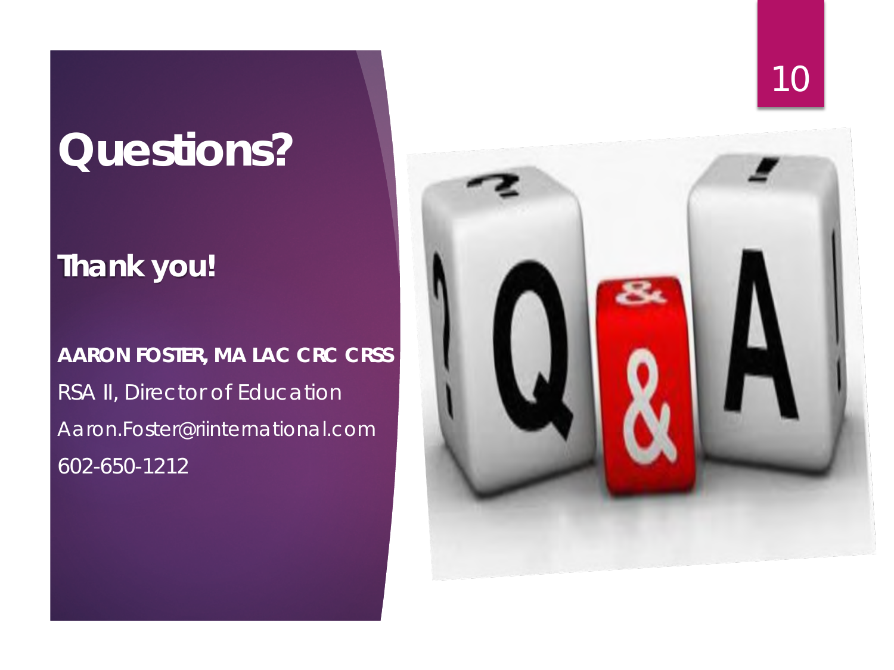# Questions?

## Thank you!

**AARON FOSTER, MA LAC CRC CRSS**

RSA II, Director of Education

Aaron.Foster@riinternational.com

602-650-1212